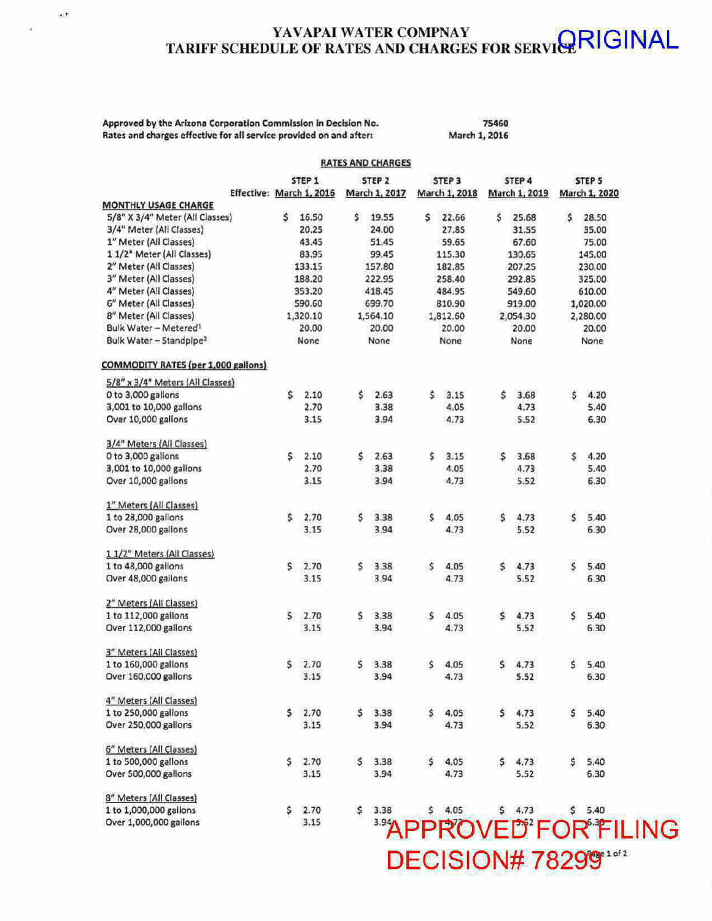# YAVAPAI WATER COMPNAY
## TARIFF SCHEDULE OF RATES AND CHARGES FOR SERVICE

ORIGINAL

Approved by the Arizona Corporation Commission in Decision No. 75460

Rates and charges effective for all service provided on and after: March 1, 2016

**RATES AND CHARGES**

| | STEP 1 | STEP 2 | STEP 3 | STEP 4 | STEP 5 |
|---|---|---|---|---|---|
| Effective: | March 1, 2016 | March 1, 2017 | March 1, 2018 | March 1, 2019 | March 1, 2020 |
| **MONTHLY USAGE CHARGE** | | | | | |
| 5/8" X 3/4" Meter (All Classes) | $ 16.50 | $ 19.55 | $ 22.66 | $ 25.68 | $ 28.50 |
| 3/4" Meter (All Classes) | 20.25 | 24.00 | 27.85 | 31.55 | 35.00 |
| 1" Meter (All Classes) | 43.45 | 51.45 | 59.65 | 67.60 | 75.00 |
| 1 1/2" Meter (All Classes) | 83.95 | 99.45 | 115.30 | 130.65 | 145.00 |
| 2" Meter (All Classes) | 133.15 | 157.80 | 182.85 | 207.25 | 230.00 |
| 3" Meter (All Classes) | 188.20 | 222.95 | 258.40 | 292.85 | 325.00 |
| 4" Meter (All Classes) | 353.20 | 418.45 | 484.95 | 549.60 | 610.00 |
| 6" Meter (All Classes) | 590.60 | 699.70 | 810.90 | 919.00 | 1,020.00 |
| 8" Meter (All Classes) | 1,320.10 | 1,564.10 | 1,812.60 | 2,054.30 | 2,280.00 |
| Bulk Water – Metered[1] | 20.00 | 20.00 | 20.00 | 20.00 | 20.00 |
| Bulk Water – Standpipe[2] | None | None | None | None | None |
| **COMMODITY RATES (per 1,000 gallons)** | | | | | |
| 5/8" x 3/4" Meters (All Classes) | | | | | |
| 0 to 3,000 gallons | $ 2.10 | $ 2.63 | $ 3.15 | $ 3.68 | $ 4.20 |
| 3,001 to 10,000 gallons | 2.70 | 3.38 | 4.05 | 4.73 | 5.40 |
| Over 10,000 gallons | 3.15 | 3.94 | 4.73 | 5.52 | 6.30 |
| 3/4" Meters (All Classes) | | | | | |
| 0 to 3,000 gallons | $ 2.10 | $ 2.63 | $ 3.15 | $ 3.68 | $ 4.20 |
| 3,001 to 10,000 gallons | 2.70 | 3.38 | 4.05 | 4.73 | 5.40 |
| Over 10,000 gallons | 3.15 | 3.94 | 4.73 | 5.52 | 6.30 |
| 1" Meters (All Classes) | | | | | |
| 1 to 28,000 gallons | $ 2.70 | $ 3.38 | $ 4.05 | $ 4.73 | $ 5.40 |
| Over 28,000 gallons | 3.15 | 3.94 | 4.73 | 5.52 | 6.30 |
| 1 1/2" Meters (All Classes) | | | | | |
| 1 to 48,000 gallons | $ 2.70 | $ 3.38 | $ 4.05 | $ 4.73 | $ 5.40 |
| Over 48,000 gallons | 3.15 | 3.94 | 4.73 | 5.52 | 6.30 |
| 2" Meters (All Classes) | | | | | |
| 1 to 112,000 gallons | $ 2.70 | $ 3.38 | $ 4.05 | $ 4.73 | $ 5.40 |
| Over 112,000 gallons | 3.15 | 3.94 | 4.73 | 5.52 | 6.30 |
| 3" Meters (All Classes) | | | | | |
| 1 to 160,000 gallons | $ 2.70 | $ 3.38 | $ 4.05 | $ 4.73 | $ 5.40 |
| Over 160,000 gallons | 3.15 | 3.94 | 4.73 | 5.52 | 6.30 |
| 4" Meters (All Classes) | | | | | |
| 1 to 250,000 gallons | $ 2.70 | $ 3.38 | $ 4.05 | $ 4.73 | $ 5.40 |
| Over 250,000 gallons | 3.15 | 3.94 | 4.73 | 5.52 | 6.30 |
| 6" Meters (All Classes) | | | | | |
| 1 to 500,000 gallons | $ 2.70 | $ 3.38 | $ 4.05 | $ 4.73 | $ 5.40 |
| Over 500,000 gallons | 3.15 | 3.94 | 4.73 | 5.52 | 6.30 |
| 8" Meters (All Classes) | | | | | |
| 1 to 1,000,000 gallons | $ 2.70 | $ 3.38 | $ 4.05 | $ 4.73 | $ 5.40 |
| Over 1,000,000 gallons | 3.15 | 3.94 | 4.73 | 5.52 | 6.30 |

APPROVED FOR FILING
DECISION# 78299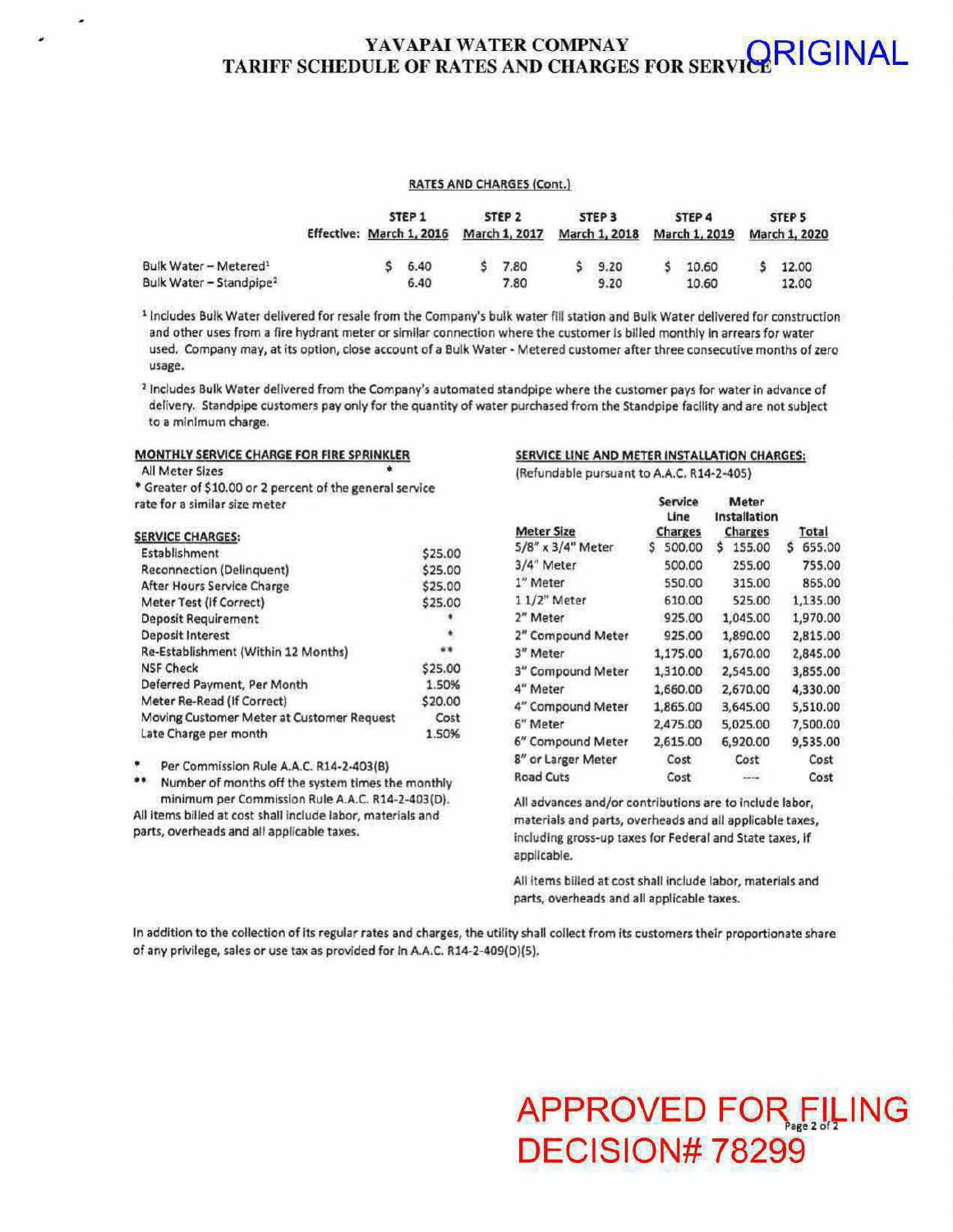# YAVAPAI WATER COMPNAY
## TARIFF SCHEDULE OF RATES AND CHARGES FOR SERVICE

ORIGINAL

**RATES AND CHARGES (Cont.)**

| | STEP 1 | STEP 2 | STEP 3 | STEP 4 | STEP 5 |
|---|---|---|---|---|---|
| Effective: | March 1, 2016 | March 1, 2017 | March 1, 2018 | March 1, 2019 | March 1, 2020 |
| Bulk Water – Metered[1] | $ 6.40 | $ 7.80 | $ 9.20 | $ 10.60 | $ 12.00 |
| Bulk Water – Standpipe[2] | 6.40 | 7.80 | 9.20 | 10.60 | 12.00 |

[1] Includes Bulk Water delivered for resale from the Company's bulk water fill station and Bulk Water delivered for construction and other uses from a fire hydrant meter or similar connection where the customer is billed monthly in arrears for water used. Company may, at its option, close account of a Bulk Water - Metered customer after three consecutive months of zero usage.

[2] Includes Bulk Water delivered from the Company's automated standpipe where the customer pays for water in advance of delivery. Standpipe customers pay only for the quantity of water purchased from the Standpipe facility and are not subject to a minimum charge.

**MONTHLY SERVICE CHARGE FOR FIRE SPRINKLER**

| | |
|---|---|
| All Meter Sizes | * |

\* Greater of $10.00 or 2 percent of the general service rate for a similar size meter

**SERVICE CHARGES:**

| | |
|---|---|
| Establishment | $25.00 |
| Reconnection (Delinquent) | $25.00 |
| After Hours Service Charge | $25.00 |
| Meter Test (If Correct) | $25.00 |
| Deposit Requirement | * |
| Deposit Interest | * |
| Re-Establishment (Within 12 Months) | ** |
| NSF Check | $25.00 |
| Deferred Payment, Per Month | 1.50% |
| Meter Re-Read (If Correct) | $20.00 |
| Moving Customer Meter at Customer Request | Cost |
| Late Charge per month | 1.50% |

\* Per Commission Rule A.A.C. R14-2-403(B)

\*\* Number of months off the system times the monthly minimum per Commission Rule A.A.C. R14-2-403(D).

All items billed at cost shall include labor, materials and parts, overheads and all applicable taxes.

**SERVICE LINE AND METER INSTALLATION CHARGES:**

(Refundable pursuant to A.A.C. R14-2-405)

| Meter Size | Service Line Charges | Meter Installation Charges | Total |
|---|---|---|---|
| 5/8" x 3/4" Meter | $ 500.00 | $ 155.00 | $ 655.00 |
| 3/4" Meter | 500.00 | 255.00 | 755.00 |
| 1" Meter | 550.00 | 315.00 | 865.00 |
| 1 1/2" Meter | 610.00 | 525.00 | 1,135.00 |
| 2" Meter | 925.00 | 1,045.00 | 1,970.00 |
| 2" Compound Meter | 925.00 | 1,890.00 | 2,815.00 |
| 3" Meter | 1,175.00 | 1,670.00 | 2,845.00 |
| 3" Compound Meter | 1,310.00 | 2,545.00 | 3,855.00 |
| 4" Meter | 1,660.00 | 2,670.00 | 4,330.00 |
| 4" Compound Meter | 1,865.00 | 3,645.00 | 5,510.00 |
| 6" Meter | 2,475.00 | 5,025.00 | 7,500.00 |
| 6" Compound Meter | 2,615.00 | 6,920.00 | 9,535.00 |
| 8" or Larger Meter | Cost | Cost | Cost |
| Road Cuts | Cost | ---- | Cost |

All advances and/or contributions are to include labor, materials and parts, overheads and all applicable taxes, including gross-up taxes for Federal and State taxes, if applicable.

All items billed at cost shall include labor, materials and parts, overheads and all applicable taxes.

In addition to the collection of its regular rates and charges, the utility shall collect from its customers their proportionate share of any privilege, sales or use tax as provided for in A.A.C. R14-2-409(D)(5).

APPROVED FOR FILING
DECISION# 78299